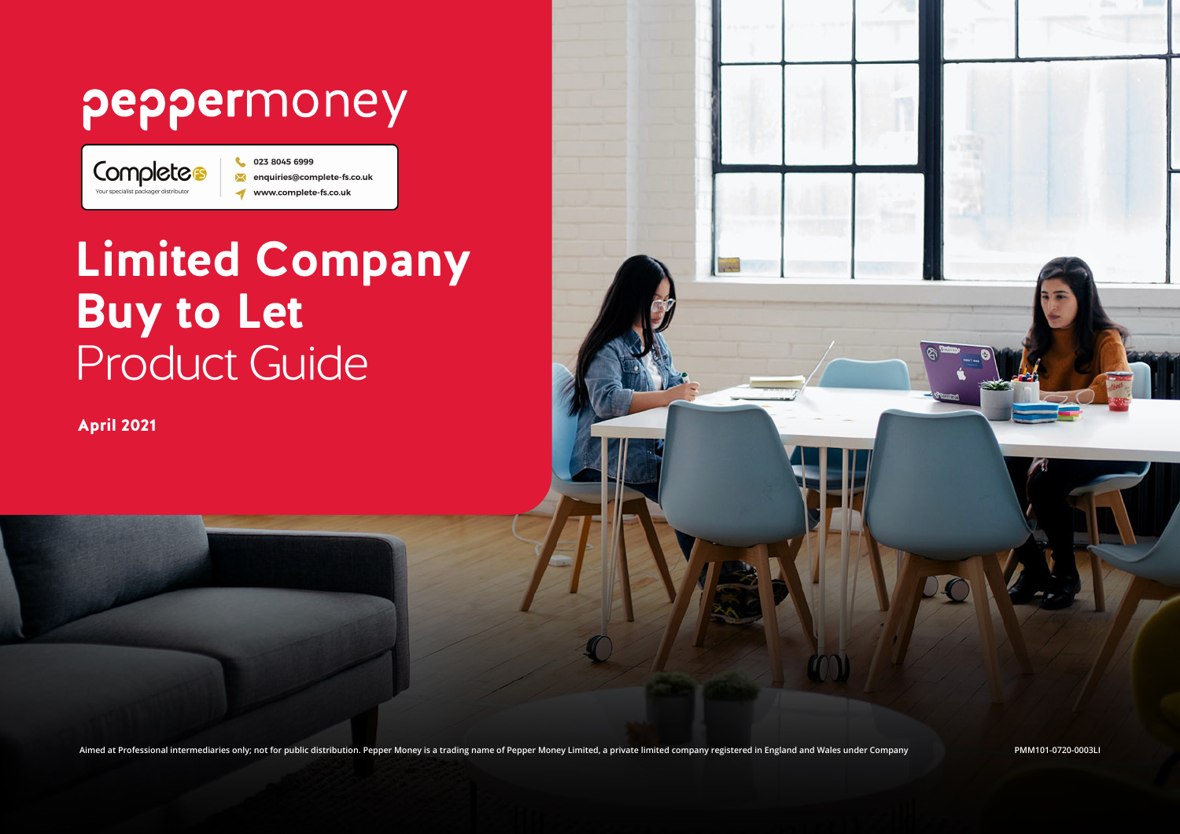peppermoney

Complete FS
Your specialist packager distributor

023 8045 6999
enquiries@complete-fs.co.uk
www.complete-fs.co.uk

# Limited Company Buy to Let Product Guide

**April 2021**

Aimed at Professional intermediaries only; not for public distribution. Pepper Money is a trading name of Pepper Money Limited, a private limited company registered in England and Wales under Company

PMM101-0720-0003LI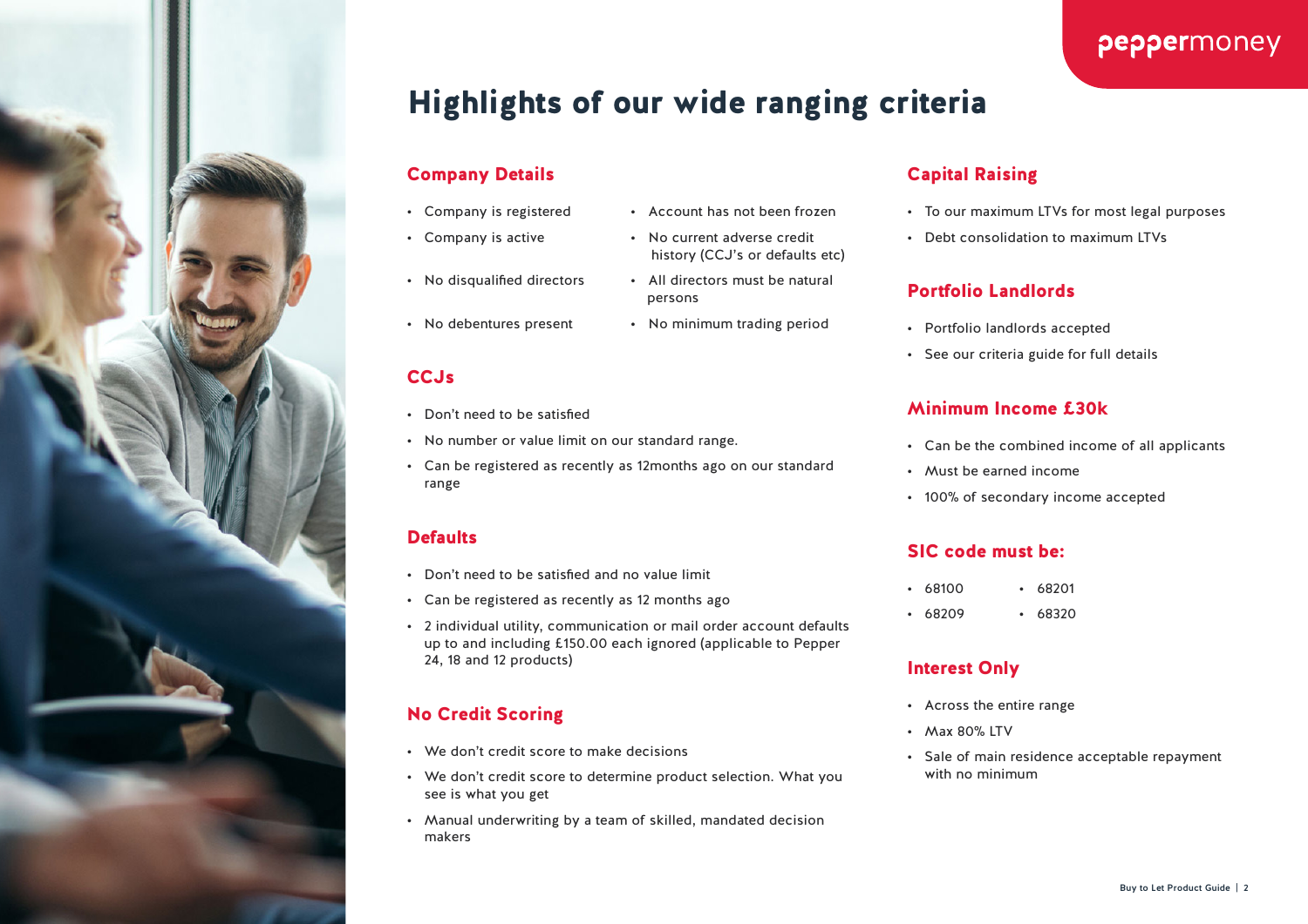# Highlights of our wide ranging criteria

## Company Details

- Company is registered
- Company is active
- No disqualified directors
- No debentures present
- Account has not been frozen
- No current adverse credit history (CCJ's or defaults etc)
- All directors must be natural persons
- No minimum trading period

## CCJs

- Don't need to be satisfied
- No number or value limit on our standard range.
- Can be registered as recently as 12months ago on our standard range

## Defaults

- Don't need to be satisfied and no value limit
- Can be registered as recently as 12 months ago
- 2 individual utility, communication or mail order account defaults up to and including £150.00 each ignored (applicable to Pepper 24, 18 and 12 products)

## No Credit Scoring

- We don't credit score to make decisions
- We don't credit score to determine product selection. What you see is what you get
- Manual underwriting by a team of skilled, mandated decision makers

## Capital Raising

- To our maximum LTVs for most legal purposes
- Debt consolidation to maximum LTVs

## Portfolio Landlords

- Portfolio landlords accepted
- See our criteria guide for full details

## Minimum Income £30k

- Can be the combined income of all applicants
- Must be earned income
- 100% of secondary income accepted

## SIC code must be:

- 68100
- 68209
- 68201
- 68320

## Interest Only

- Across the entire range
- Max 80% LTV
- Sale of main residence acceptable repayment with no minimum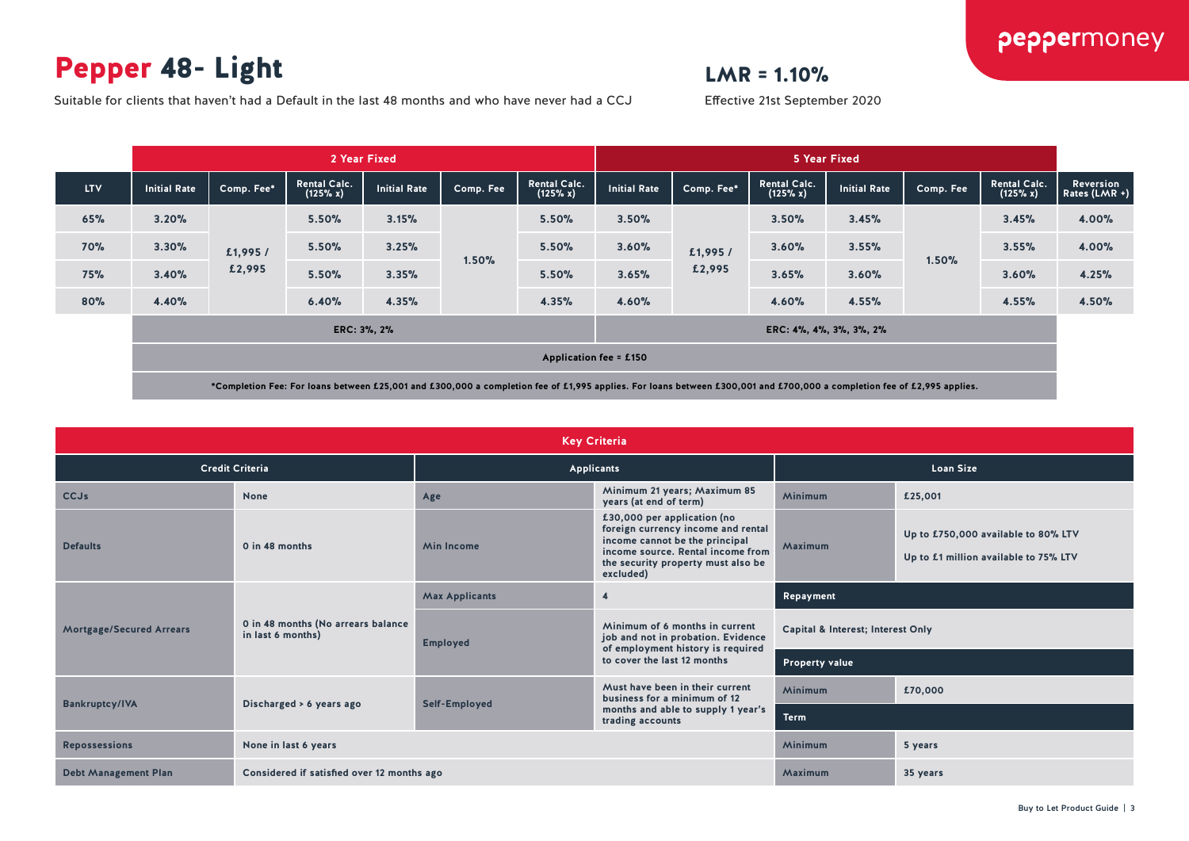# **Pepper** 48- Light

Suitable for clients that haven't had a Default in the last 48 months and who have never had a CCJ

## LMR = 1.10%

Effective 21st September 2020

| | 2 Year Fixed | | | | | | 5 Year Fixed | | | | | | |
|---|---|---|---|---|---|---|---|---|---|---|---|---|---|
| LTV | Initial Rate | Comp. Fee* | Rental Calc. (125% x) | Initial Rate | Comp. Fee | Rental Calc. (125% x) | Initial Rate | Comp. Fee* | Rental Calc. (125% x) | Initial Rate | Comp. Fee | Rental Calc. (125% x) | Reversion Rates (LMR +) |
| 65% | 3.20% | £1,995 / £2,995 | 5.50% | 3.15% | 1.50% | 5.50% | 3.50% | £1,995 / £2,995 | 3.50% | 3.45% | 1.50% | 3.45% | 4.00% |
| 70% | 3.30% | | 5.50% | 3.25% | | 5.50% | 3.60% | | 3.60% | 3.55% | | 3.55% | 4.00% |
| 75% | 3.40% | | 5.50% | 3.35% | | 5.50% | 3.65% | | 3.65% | 3.60% | | 3.60% | 4.25% |
| 80% | 4.40% | | 6.40% | 4.35% | | 4.35% | 4.60% | | 4.60% | 4.55% | | 4.55% | 4.50% |
| | ERC: 3%, 2% | | | | | | ERC: 4%, 4%, 3%, 3%, 2% | | | | | | |

Application fee = £150

*Completion Fee: For loans between £25,001 and £300,000 a completion fee of £1,995 applies. For loans between £300,001 and £700,000 a completion fee of £2,995 applies.

## Key Criteria

| Credit Criteria | | Applicants | | Loan Size | |
|---|---|---|---|---|---|
| CCJs | None | Age | Minimum 21 years; Maximum 85 years (at end of term) | Minimum | £25,001 |
| Defaults | 0 in 48 months | Min Income | £30,000 per application (no foreign currency income and rental income cannot be the principal income source. Rental income from the security property must also be excluded) | Maximum | Up to £750,000 available to 80% LTV<br>Up to £1 million available to 75% LTV |
| Mortgage/Secured Arrears | 0 in 48 months (No arrears balance in last 6 months) | Max Applicants | 4 | **Repayment** | |
| | | Employed | Minimum of 6 months in current job and not in probation. Evidence of employment history is required to cover the last 12 months | Capital & Interest; Interest Only | |
| | | | | **Property value** | |
| Bankruptcy/IVA | Discharged > 6 years ago | Self-Employed | Must have been in their current business for a minimum of 12 months and able to supply 1 year's trading accounts | Minimum | £70,000 |
| | | | | **Term** | |
| Repossessions | None in last 6 years | | | Minimum | 5 years |
| Debt Management Plan | Considered if satisfied over 12 months ago | | | Maximum | 35 years |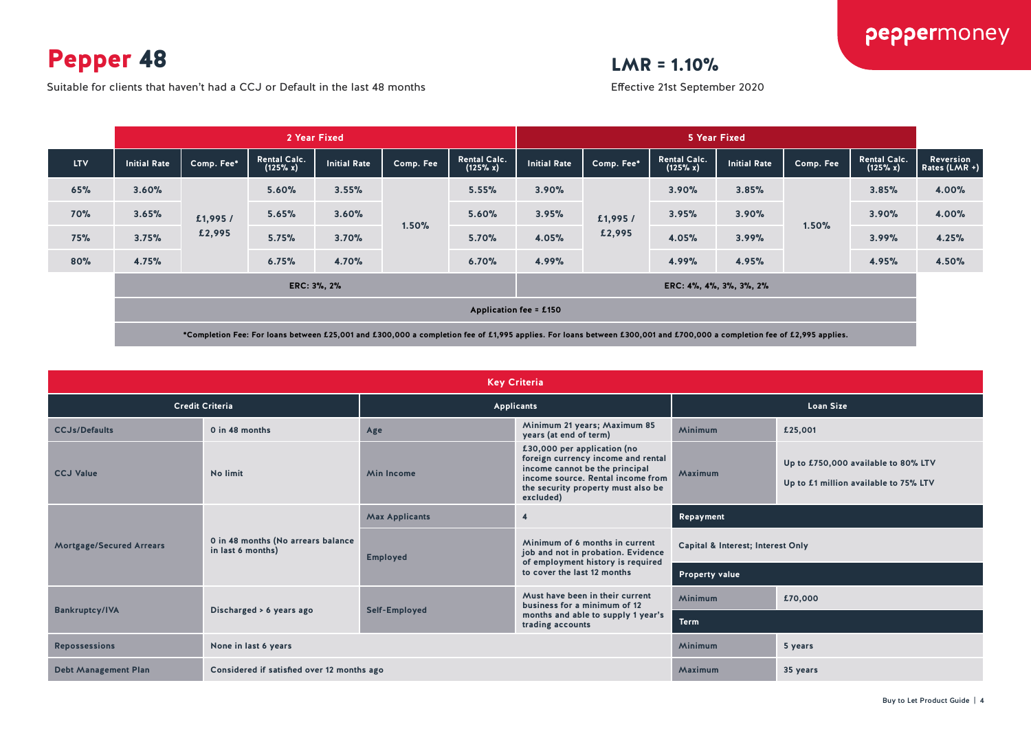# Pepper 48

Suitable for clients that haven't had a CCJ or Default in the last 48 months

## LMR = 1.10%

Effective 21st September 2020

| | 2 Year Fixed | | | | | | 5 Year Fixed | | | | | | |
|---|---|---|---|---|---|---|---|---|---|---|---|---|---|
| LTV | Initial Rate | Comp. Fee* | Rental Calc. (125% x) | Initial Rate | Comp. Fee | Rental Calc. (125% x) | Initial Rate | Comp. Fee* | Rental Calc. (125% x) | Initial Rate | Comp. Fee | Rental Calc. (125% x) | Reversion Rates (LMR +) |
| 65% | 3.60% | £1,995 / £2,995 | 5.60% | 3.55% | 1.50% | 5.55% | 3.90% | £1,995 / £2,995 | 3.90% | 3.85% | 1.50% | 3.85% | 4.00% |
| 70% | 3.65% | £1,995 / £2,995 | 5.65% | 3.60% | 1.50% | 5.60% | 3.95% | £1,995 / £2,995 | 3.95% | 3.90% | 1.50% | 3.90% | 4.00% |
| 75% | 3.75% | £1,995 / £2,995 | 5.75% | 3.70% | 1.50% | 5.70% | 4.05% | £1,995 / £2,995 | 4.05% | 3.99% | 1.50% | 3.99% | 4.25% |
| 80% | 4.75% | £1,995 / £2,995 | 6.75% | 4.70% | 1.50% | 6.70% | 4.99% | £1,995 / £2,995 | 4.99% | 4.95% | 1.50% | 4.95% | 4.50% |
| | ERC: 3%, 2% | | | | | | ERC: 4%, 4%, 3%, 3%, 2% | | | | | | |

Application fee = £150

*Completion Fee: For loans between £25,001 and £300,000 a completion fee of £1,995 applies. For loans between £300,001 and £700,000 a completion fee of £2,995 applies.

## Key Criteria

| Credit Criteria | | Applicants | |
|---|---|---|---|
| CCJs/Defaults | 0 in 48 months | Age | Minimum 21 years; Maximum 85 years (at end of term) |
| CCJ Value | No limit | Min Income | £30,000 per application (no foreign currency income and rental income cannot be the principal income source. Rental income from the security property must also be excluded) |
| Mortgage/Secured Arrears | 0 in 48 months (No arrears balance in last 6 months) | Max Applicants | 4 |
| | | Employed | Minimum of 6 months in current job and not in probation. Evidence of employment history is required to cover the last 12 months |
| Bankruptcy/IVA | Discharged > 6 years ago | Self-Employed | Must have been in their current business for a minimum of 12 months and able to supply 1 year's trading accounts |
| Repossessions | None in last 6 years | | |
| Debt Management Plan | Considered if satisfied over 12 months ago | | |

| Loan Size | |
|---|---|
| Minimum | £25,001 |
| Maximum | Up to £750,000 available to 80% LTV<br>Up to £1 million available to 75% LTV |
| **Repayment** | |
| Capital & Interest; Interest Only | |
| **Property value** | |
| Minimum | £70,000 |
| **Term** | |
| Minimum | 5 years |
| Maximum | 35 years |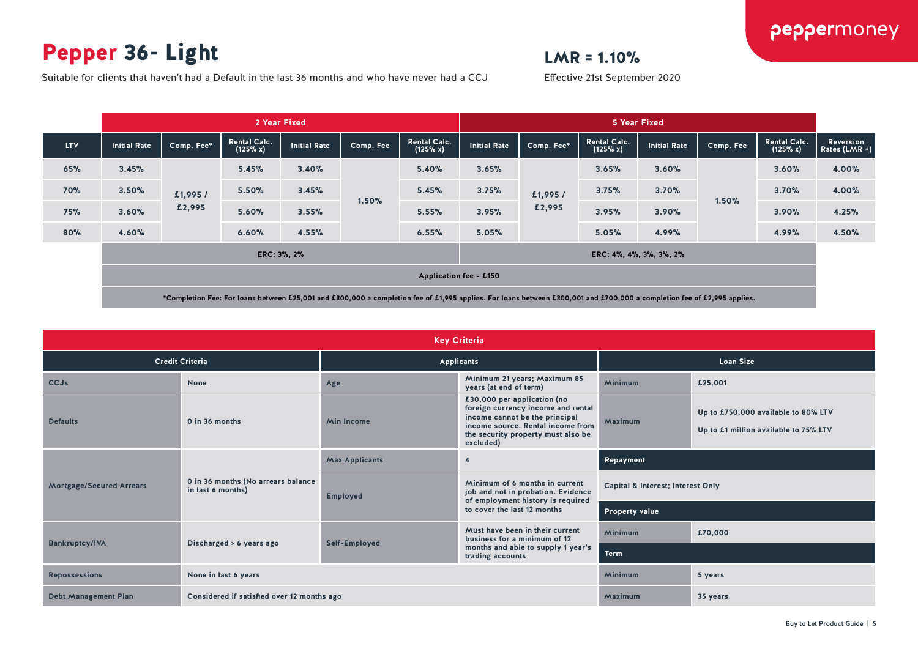# Pepper 36- Light

Suitable for clients that haven't had a Default in the last 36 months and who have never had a CCJ

## LMR = 1.10%

Effective 21st September 2020

| | 2 Year Fixed | | | | | | 5 Year Fixed | | | | | | |
|---|---|---|---|---|---|---|---|---|---|---|---|---|---|
| LTV | Initial Rate | Comp. Fee* | Rental Calc. (125% x) | Initial Rate | Comp. Fee | Rental Calc. (125% x) | Initial Rate | Comp. Fee* | Rental Calc. (125% x) | Initial Rate | Comp. Fee | Rental Calc. (125% x) | Reversion Rates (LMR +) |
| 65% | 3.45% | £1,995 / £2,995 | 5.45% | 3.40% | 1.50% | 5.40% | 3.65% | £1,995 / £2,995 | 3.65% | 3.60% | 1.50% | 3.60% | 4.00% |
| 70% | 3.50% | | 5.50% | 3.45% | | 5.45% | 3.75% | | 3.75% | 3.70% | | 3.70% | 4.00% |
| 75% | 3.60% | | 5.60% | 3.55% | | 5.55% | 3.95% | | 3.95% | 3.90% | | 3.90% | 4.25% |
| 80% | 4.60% | | 6.60% | 4.55% | | 6.55% | 5.05% | | 5.05% | 4.99% | | 4.99% | 4.50% |
| | ERC: 3%, 2% | | | | | | ERC: 4%, 4%, 3%, 3%, 2% | | | | | | |

Application fee = £150

*Completion Fee: For loans between £25,001 and £300,000 a completion fee of £1,995 applies. For loans between £300,001 and £700,000 a completion fee of £2,995 applies.

## Key Criteria

| Credit Criteria | | Applicants | | Loan Size | |
|---|---|---|---|---|---|
| CCJs | None | Age | Minimum 21 years; Maximum 85 years (at end of term) | Minimum | £25,001 |
| Defaults | 0 in 36 months | Min Income | £30,000 per application (no foreign currency income and rental income cannot be the principal income source. Rental income from the security property must also be excluded) | Maximum | Up to £750,000 available to 80% LTV<br>Up to £1 million available to 75% LTV |
| Mortgage/Secured Arrears | 0 in 36 months (No arrears balance in last 6 months) | Max Applicants | 4 | **Repayment** | |
| | | Employed | Minimum of 6 months in current job and not in probation. Evidence of employment history is required to cover the last 12 months | Capital & Interest; Interest Only | |
| | | | | **Property value** | |
| Bankruptcy/IVA | Discharged > 6 years ago | Self-Employed | Must have been in their current business for a minimum of 12 months and able to supply 1 year's trading accounts | Minimum | £70,000 |
| | | | | **Term** | |
| Repossessions | None in last 6 years | | | Minimum | 5 years |
| Debt Management Plan | Considered if satisfied over 12 months ago | | | Maximum | 35 years |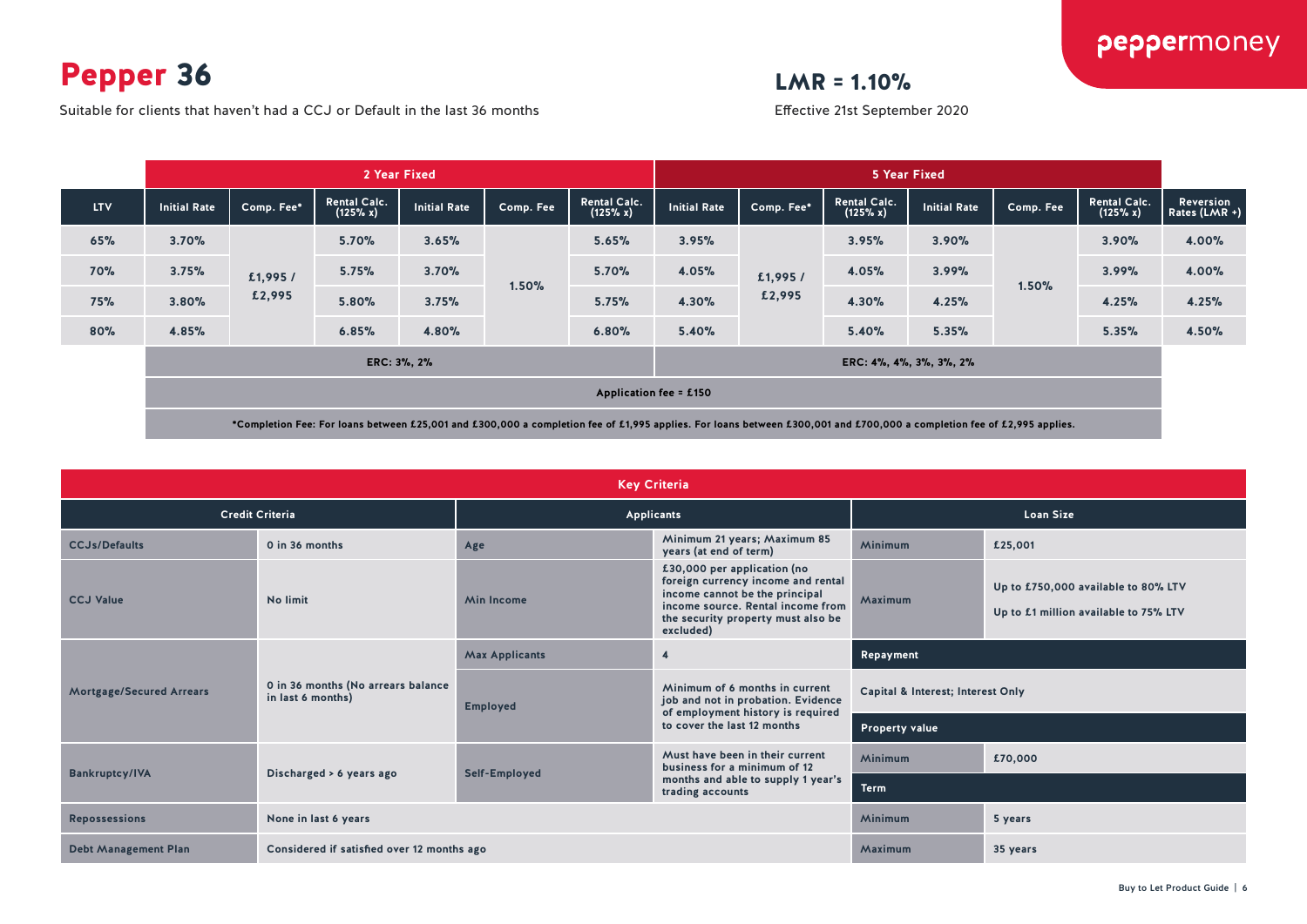# Pepper 36

Suitable for clients that haven't had a CCJ or Default in the last 36 months

## LMR = 1.10%

Effective 21st September 2020

| | 2 Year Fixed | | | | | | 5 Year Fixed | | | | | | |
|---|---|---|---|---|---|---|---|---|---|---|---|---|---|
| LTV | Initial Rate | Comp. Fee* | Rental Calc. (125% x) | Initial Rate | Comp. Fee | Rental Calc. (125% x) | Initial Rate | Comp. Fee* | Rental Calc. (125% x) | Initial Rate | Comp. Fee | Rental Calc. (125% x) | Reversion Rates (LMR +) |
| 65% | 3.70% | £1,995 / £2,995 | 5.70% | 3.65% | 1.50% | 5.65% | 3.95% | £1,995 / £2,995 | 3.95% | 3.90% | 1.50% | 3.90% | 4.00% |
| 70% | 3.75% | | 5.75% | 3.70% | | 5.70% | 4.05% | | 4.05% | 3.99% | | 3.99% | 4.00% |
| 75% | 3.80% | | 5.80% | 3.75% | | 5.75% | 4.30% | | 4.30% | 4.25% | | 4.25% | 4.25% |
| 80% | 4.85% | | 6.85% | 4.80% | | 6.80% | 5.40% | | 5.40% | 5.35% | | 5.35% | 4.50% |
| | ERC: 3%, 2% | | | | | | ERC: 4%, 4%, 3%, 3%, 2% | | | | | | |

Application fee = £150

*Completion Fee: For loans between £25,001 and £300,000 a completion fee of £1,995 applies. For loans between £300,001 and £700,000 a completion fee of £2,995 applies.

## Key Criteria

| Credit Criteria | | Applicants | | Loan Size | |
|---|---|---|---|---|---|
| CCJs/Defaults | 0 in 36 months | Age | Minimum 21 years; Maximum 85 years (at end of term) | Minimum | £25,001 |
| CCJ Value | No limit | Min Income | £30,000 per application (no foreign currency income and rental income cannot be the principal income source. Rental income from the security property must also be excluded) | Maximum | Up to £750,000 available to 80% LTV<br>Up to £1 million available to 75% LTV |
| Mortgage/Secured Arrears | 0 in 36 months (No arrears balance in last 6 months) | Max Applicants | 4 | **Repayment** | |
| | | Employed | Minimum of 6 months in current job and not in probation. Evidence of employment history is required to cover the last 12 months | Capital & Interest; Interest Only | |
| | | | | **Property value** | |
| Bankruptcy/IVA | Discharged > 6 years ago | Self-Employed | Must have been in their current business for a minimum of 12 months and able to supply 1 year's trading accounts | Minimum | £70,000 |
| | | | | **Term** | |
| Repossessions | None in last 6 years | | | Minimum | 5 years |
| Debt Management Plan | Considered if satisfied over 12 months ago | | | Maximum | 35 years |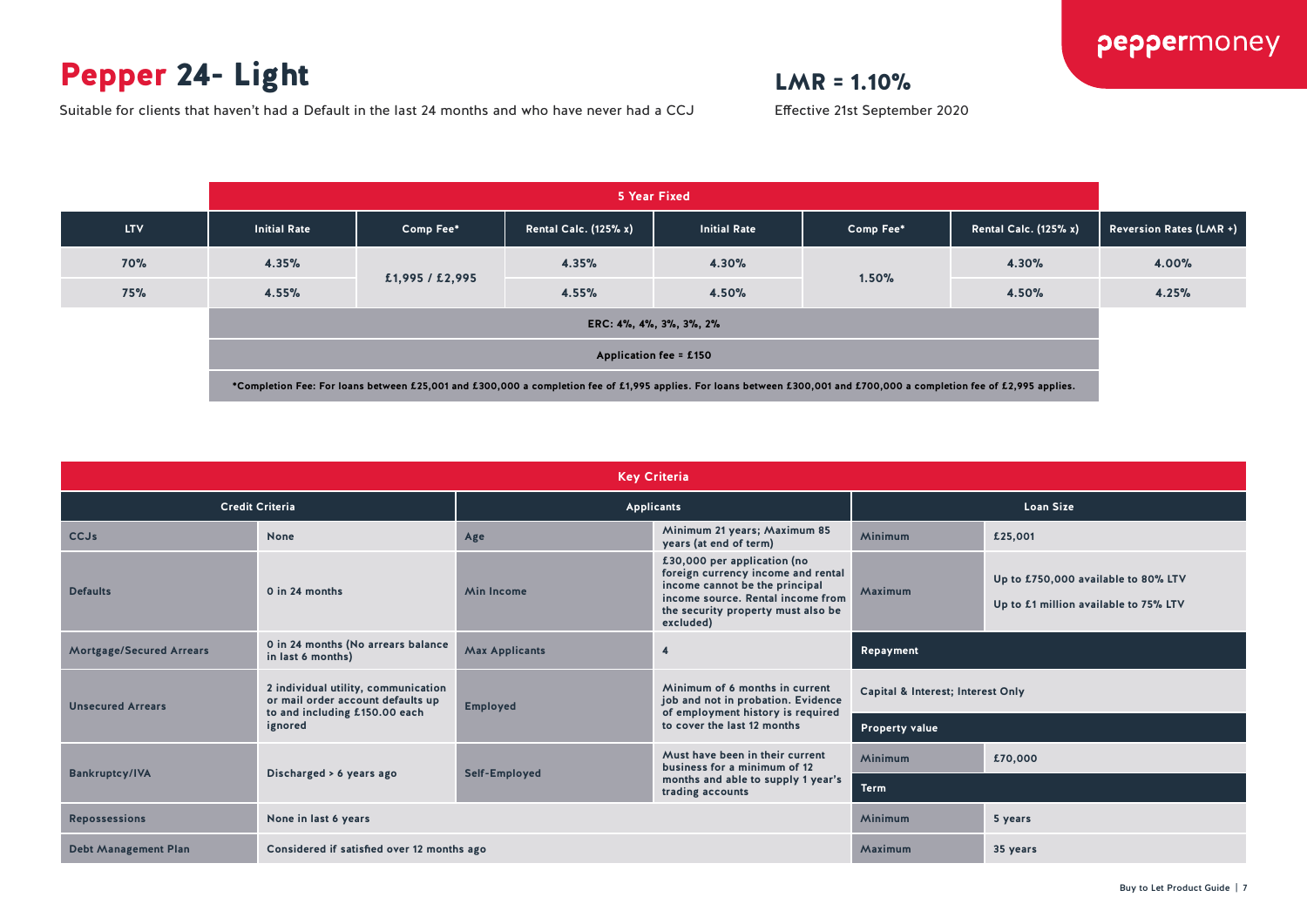# Pepper 24- Light

Suitable for clients that haven't had a Default in the last 24 months and who have never had a CCJ

**LMR = 1.10%**

Effective 21st September 2020

| | 5 Year Fixed | | | | | | |
|---|---|---|---|---|---|---|---|
| LTV | Initial Rate | Comp Fee* | Rental Calc. (125% x) | Initial Rate | Comp Fee* | Rental Calc. (125% x) | Reversion Rates (LMR +) |
| 70% | 4.35% | £1,995 / £2,995 | 4.35% | 4.30% | 1.50% | 4.30% | 4.00% |
| 75% | 4.55% | | 4.55% | 4.50% | | 4.50% | 4.25% |
| | ERC: 4%, 4%, 3%, 3%, 2% | | | | | | |
| | Application fee = £150 | | | | | | |
| | *Completion Fee: For loans between £25,001 and £300,000 a completion fee of £1,995 applies. For loans between £300,001 and £700,000 a completion fee of £2,995 applies. | | | | | | |

## Key Criteria

| Credit Criteria | | Applicants | | Loan Size | |
|---|---|---|---|---|---|
| CCJs | None | Age | Minimum 21 years; Maximum 85 years (at end of term) | Minimum | £25,001 |
| Defaults | 0 in 24 months | Min Income | £30,000 per application (no foreign currency income and rental income cannot be the principal income source. Rental income from the security property must also be excluded) | Maximum | Up to £750,000 available to 80% LTV<br>Up to £1 million available to 75% LTV |
| Mortgage/Secured Arrears | 0 in 24 months (No arrears balance in last 6 months) | Max Applicants | 4 | **Repayment** | |
| Unsecured Arrears | 2 individual utility, communication or mail order account defaults up to and including £150.00 each ignored | Employed | Minimum of 6 months in current job and not in probation. Evidence of employment history is required to cover the last 12 months | Capital & Interest; Interest Only | |
| | | | | **Property value** | |
| Bankruptcy/IVA | Discharged > 6 years ago | Self-Employed | Must have been in their current business for a minimum of 12 months and able to supply 1 year's trading accounts | Minimum | £70,000 |
| | | | | **Term** | |
| Repossessions | None in last 6 years | | | Minimum | 5 years |
| Debt Management Plan | Considered if satisfied over 12 months ago | | | Maximum | 35 years |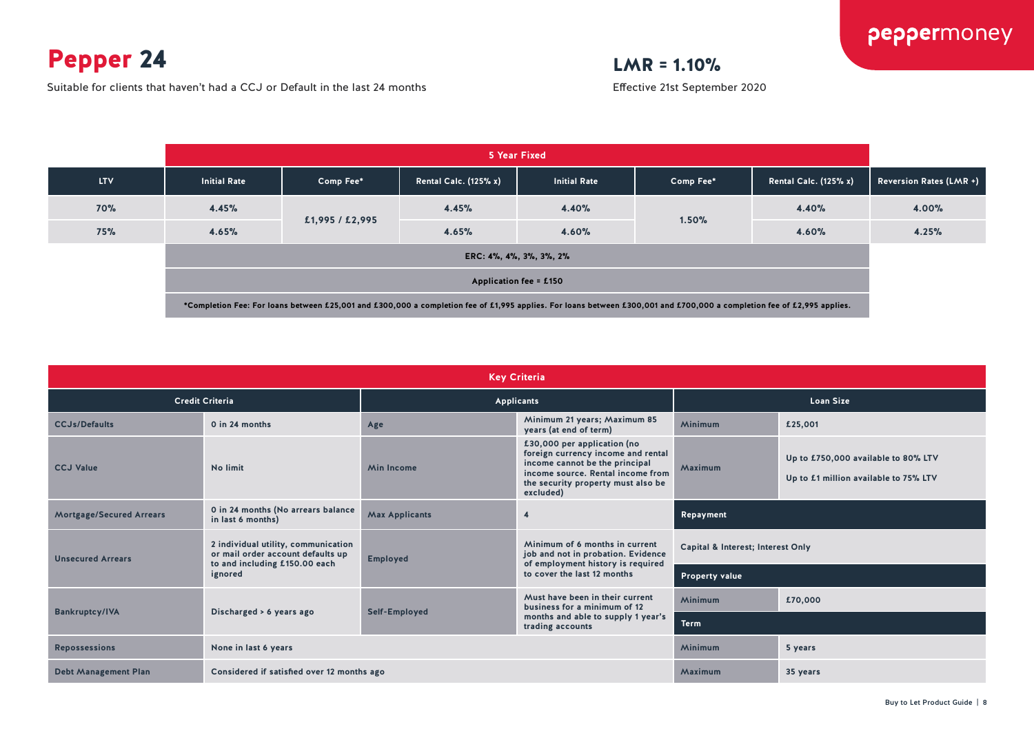# Pepper 24

Suitable for clients that haven't had a CCJ or Default in the last 24 months

## LMR = 1.10%

Effective 21st September 2020

| | 5 Year Fixed | | | | | | |
|---|---|---|---|---|---|---|---|
| LTV | Initial Rate | Comp Fee* | Rental Calc. (125% x) | Initial Rate | Comp Fee* | Rental Calc. (125% x) | Reversion Rates (LMR +) |
| 70% | 4.45% | £1,995 / £2,995 | 4.45% | 4.40% | 1.50% | 4.40% | 4.00% |
| 75% | 4.65% | | 4.65% | 4.60% | | 4.60% | 4.25% |
| | ERC: 4%, 4%, 3%, 3%, 2% | | | | | | |
| | Application fee = £150 | | | | | | |
| | *Completion Fee: For loans between £25,001 and £300,000 a completion fee of £1,995 applies. For loans between £300,001 and £700,000 a completion fee of £2,995 applies. | | | | | | |

## Key Criteria

| Credit Criteria | | Applicants | | Loan Size | |
|---|---|---|---|---|---|
| CCJs/Defaults | 0 in 24 months | Age | Minimum 21 years; Maximum 85 years (at end of term) | Minimum | £25,001 |
| CCJ Value | No limit | Min Income | £30,000 per application (no foreign currency income and rental income cannot be the principal income source. Rental income from the security property must also be excluded) | Maximum | Up to £750,000 available to 80% LTV<br>Up to £1 million available to 75% LTV |
| Mortgage/Secured Arrears | 0 in 24 months (No arrears balance in last 6 months) | Max Applicants | 4 | **Repayment** | |
| Unsecured Arrears | 2 individual utility, communication or mail order account defaults up to and including £150.00 each ignored | Employed | Minimum of 6 months in current job and not in probation. Evidence of employment history is required to cover the last 12 months | Capital & Interest; Interest Only | |
| | | | | **Property value** | |
| Bankruptcy/IVA | Discharged > 6 years ago | Self-Employed | Must have been in their current business for a minimum of 12 months and able to supply 1 year's trading accounts | Minimum | £70,000 |
| | | | | **Term** | |
| Repossessions | None in last 6 years | | | Minimum | 5 years |
| Debt Management Plan | Considered if satisfied over 12 months ago | | | Maximum | 35 years |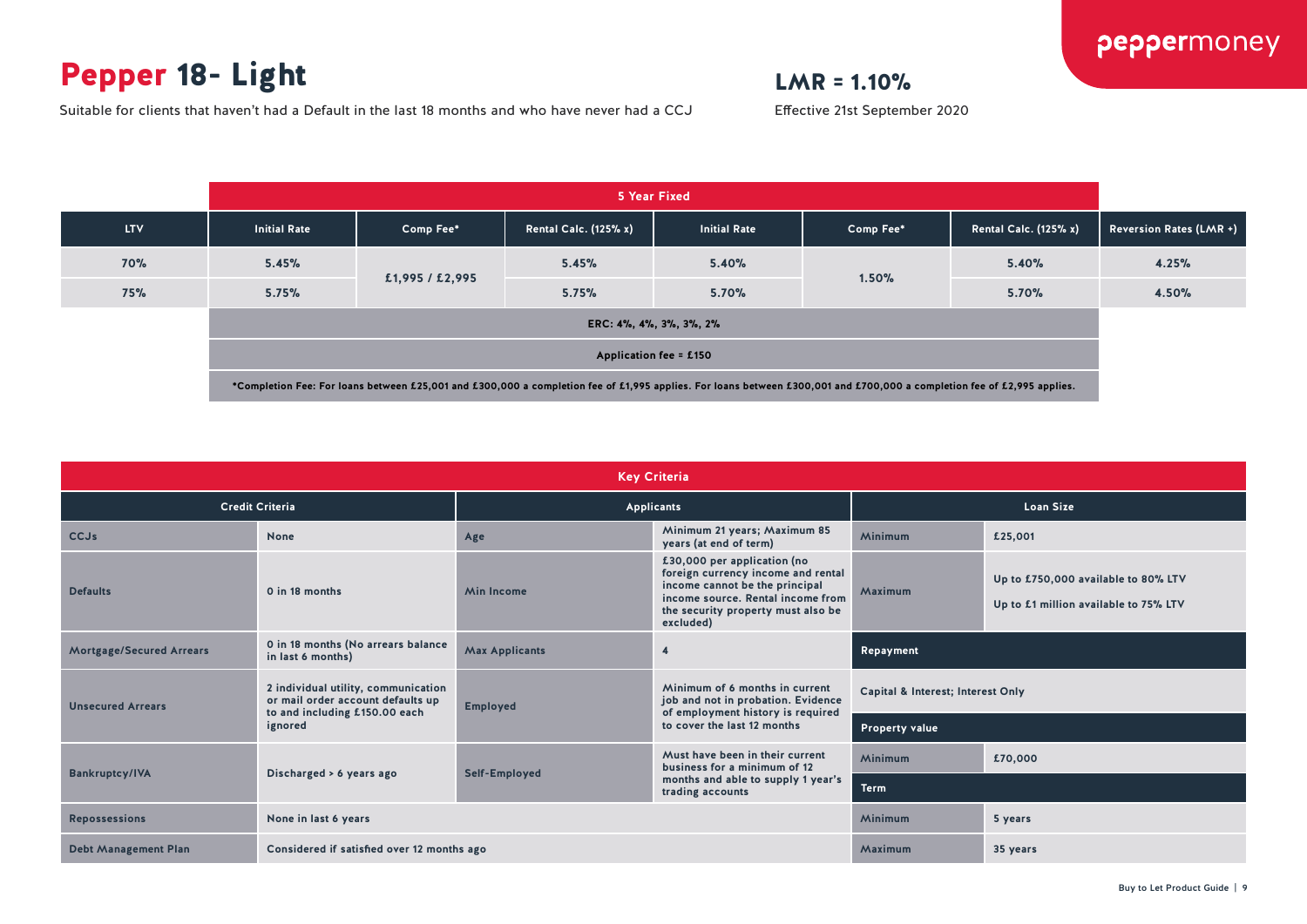# Pepper 18- Light

Suitable for clients that haven't had a Default in the last 18 months and who have never had a CCJ

**LMR = 1.10%**

Effective 21st September 2020

| | 5 Year Fixed | | | | | | |
|---|---|---|---|---|---|---|---|
| LTV | Initial Rate | Comp Fee* | Rental Calc. (125% x) | Initial Rate | Comp Fee* | Rental Calc. (125% x) | Reversion Rates (LMR +) |
| 70% | 5.45% | £1,995 / £2,995 | 5.45% | 5.40% | 1.50% | 5.40% | 4.25% |
| 75% | 5.75% | | 5.75% | 5.70% | | 5.70% | 4.50% |
| | ERC: 4%, 4%, 3%, 3%, 2% | | | | | | |
| | Application fee = £150 | | | | | | |
| | *Completion Fee: For loans between £25,001 and £300,000 a completion fee of £1,995 applies. For loans between £300,001 and £700,000 a completion fee of £2,995 applies. | | | | | | |

## Key Criteria

| Credit Criteria | | Applicants | | Loan Size | |
|---|---|---|---|---|---|
| CCJs | None | Age | Minimum 21 years; Maximum 85 years (at end of term) | Minimum | £25,001 |
| Defaults | 0 in 18 months | Min Income | £30,000 per application (no foreign currency income and rental income cannot be the principal income source. Rental income from the security property must also be excluded) | Maximum | Up to £750,000 available to 80% LTV<br>Up to £1 million available to 75% LTV |
| Mortgage/Secured Arrears | 0 in 18 months (No arrears balance in last 6 months) | Max Applicants | 4 | **Repayment** | |
| Unsecured Arrears | 2 individual utility, communication or mail order account defaults up to and including £150.00 each ignored | Employed | Minimum of 6 months in current job and not in probation. Evidence of employment history is required to cover the last 12 months | Capital & Interest; Interest Only | |
| | | | | **Property value** | |
| Bankruptcy/IVA | Discharged > 6 years ago | Self-Employed | Must have been in their current business for a minimum of 12 months and able to supply 1 year's trading accounts | Minimum | £70,000 |
| | | | | **Term** | |
| Repossessions | None in last 6 years | | | Minimum | 5 years |
| Debt Management Plan | Considered if satisfied over 12 months ago | | | Maximum | 35 years |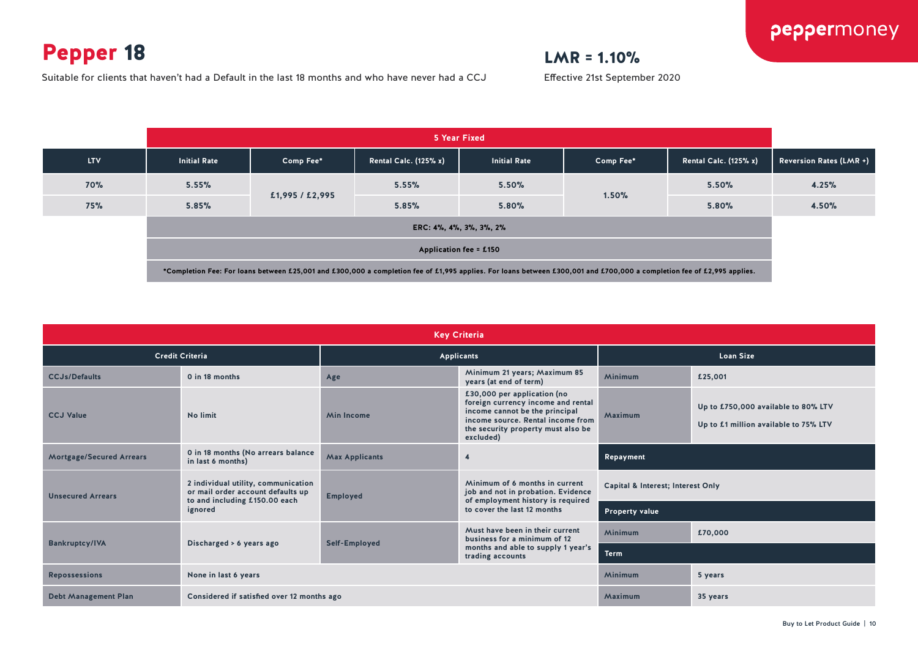# Pepper 18

Suitable for clients that haven't had a Default in the last 18 months and who have never had a CCJ

## LMR = 1.10%

Effective 21st September 2020

| | 5 Year Fixed | | | | | | |
|---|---|---|---|---|---|---|---|
| LTV | Initial Rate | Comp Fee* | Rental Calc. (125% x) | Initial Rate | Comp Fee* | Rental Calc. (125% x) | Reversion Rates (LMR +) |
| 70% | 5.55% | £1,995 / £2,995 | 5.55% | 5.50% | 1.50% | 5.50% | 4.25% |
| 75% | 5.85% | | 5.85% | 5.80% | | 5.80% | 4.50% |

ERC: 4%, 4%, 3%, 3%, 2%

Application fee = £150

*Completion Fee: For loans between £25,001 and £300,000 a completion fee of £1,995 applies. For loans between £300,001 and £700,000 a completion fee of £2,995 applies.

## Key Criteria

| Credit Criteria | | Applicants | |
|---|---|---|---|
| CCJs/Defaults | 0 in 18 months | Age | Minimum 21 years; Maximum 85 years (at end of term) |
| CCJ Value | No limit | Min Income | £30,000 per application (no foreign currency income and rental income cannot be the principal income source. Rental income from the security property must also be excluded) |
| Mortgage/Secured Arrears | 0 in 18 months (No arrears balance in last 6 months) | Max Applicants | 4 |
| Unsecured Arrears | 2 individual utility, communication or mail order account defaults up to and including £150.00 each ignored | Employed | Minimum of 6 months in current job and not in probation. Evidence of employment history is required to cover the last 12 months |
| Bankruptcy/IVA | Discharged > 6 years ago | Self-Employed | Must have been in their current business for a minimum of 12 months and able to supply 1 year's trading accounts |
| Repossessions | None in last 6 years | | |
| Debt Management Plan | Considered if satisfied over 12 months ago | | |

| Loan Size | |
|---|---|
| Minimum | £25,001 |
| Maximum | Up to £750,000 available to 80% LTV<br>Up to £1 million available to 75% LTV |
| **Repayment** | |
| Capital & Interest; Interest Only | |
| **Property value** | |
| Minimum | £70,000 |
| **Term** | |
| Minimum | 5 years |
| Maximum | 35 years |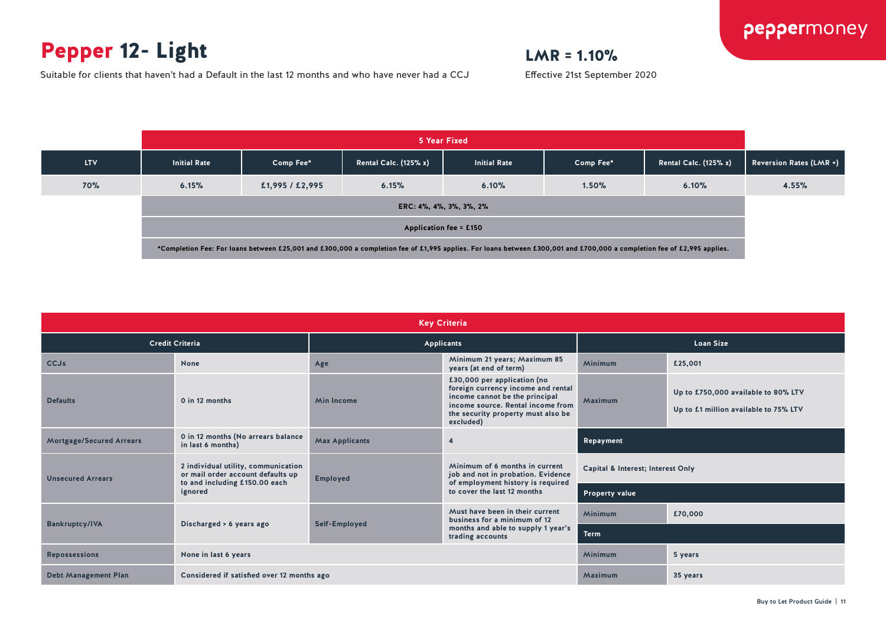# **Pepper** 12- Light

Suitable for clients that haven't had a Default in the last 12 months and who have never had a CCJ

**LMR = 1.10%**

Effective 21st September 2020

| | 5 Year Fixed | | | | | | |
|---|---|---|---|---|---|---|---|
| LTV | Initial Rate | Comp Fee* | Rental Calc. (125% x) | Initial Rate | Comp Fee* | Rental Calc. (125% x) | Reversion Rates (LMR +) |
| 70% | 6.15% | £1,995 / £2,995 | 6.15% | 6.10% | 1.50% | 6.10% | 4.55% |
| | ERC: 4%, 4%, 3%, 3%, 2% | | | | | | |
| | Application fee = £150 | | | | | | |
| | *Completion Fee: For loans between £25,001 and £300,000 a completion fee of £1,995 applies. For loans between £300,001 and £700,000 a completion fee of £2,995 applies. | | | | | | |

## Key Criteria

| Credit Criteria | | Applicants | | Loan Size | |
|---|---|---|---|---|---|
| CCJs | None | Age | Minimum 21 years; Maximum 85 years (at end of term) | Minimum | £25,001 |
| Defaults | 0 in 12 months | Min Income | £30,000 per application (no foreign currency income and rental income cannot be the principal income source. Rental income from the security property must also be excluded) | Maximum | Up to £750,000 available to 80% LTV<br>Up to £1 million available to 75% LTV |
| Mortgage/Secured Arrears | 0 in 12 months (No arrears balance in last 6 months) | Max Applicants | 4 | Repayment | |
| Unsecured Arrears | 2 individual utility, communication or mail order account defaults up to and including £150.00 each ignored | Employed | Minimum of 6 months in current job and not in probation. Evidence of employment history is required to cover the last 12 months | Capital & Interest; Interest Only | |
| | | | | Property value | |
| Bankruptcy/IVA | Discharged > 6 years ago | Self-Employed | Must have been in their current business for a minimum of 12 months and able to supply 1 year's trading accounts | Minimum | £70,000 |
| | | | | Term | |
| Repossessions | None in last 6 years | | | Minimum | 5 years |
| Debt Management Plan | Considered if satisfied over 12 months ago | | | Maximum | 35 years |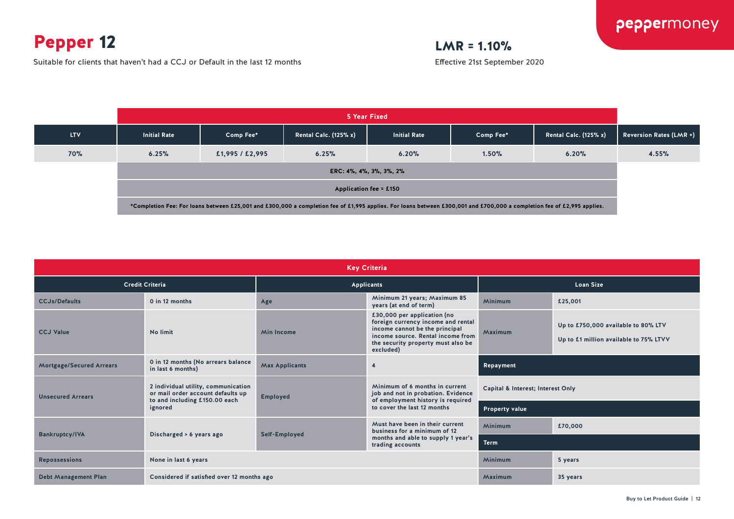# Pepper 12

Suitable for clients that haven't had a CCJ or Default in the last 12 months

## LMR = 1.10%

Effective 21st September 2020

| | 5 Year Fixed | | | | | | |
|---|---|---|---|---|---|---|---|
| LTV | Initial Rate | Comp Fee* | Rental Calc. (125% x) | Initial Rate | Comp Fee* | Rental Calc. (125% x) | Reversion Rates (LMR +) |
| 70% | 6.25% | £1,995 / £2,995 | 6.25% | 6.20% | 1.50% | 6.20% | 4.55% |
| | ERC: 4%, 4%, 3%, 3%, 2% | | | | | | |
| | Application fee = £150 | | | | | | |
| | *Completion Fee: For loans between £25,001 and £300,000 a completion fee of £1,995 applies. For loans between £300,001 and £700,000 a completion fee of £2,995 applies. | | | | | | |

## Key Criteria

| Credit Criteria | | Applicants | | Loan Size | |
|---|---|---|---|---|---|
| CCJs/Defaults | 0 in 12 months | Age | Minimum 21 years; Maximum 85 years (at end of term) | Minimum | £25,001 |
| CCJ Value | No limit | Min Income | £30,000 per application (no foreign currency income and rental income cannot be the principal income source. Rental income from the security property must also be excluded) | Maximum | Up to £750,000 available to 80% LTV<br>Up to £1 million available to 75% LTVV |
| Mortgage/Secured Arrears | 0 in 12 months (No arrears balance in last 6 months) | Max Applicants | 4 | **Repayment** | |
| Unsecured Arrears | 2 individual utility, communication or mail order account defaults up to and including £150.00 each ignored | Employed | Minimum of 6 months in current job and not in probation. Evidence of employment history is required to cover the last 12 months | Capital & Interest; Interest Only | |
| | | | | **Property value** | |
| Bankruptcy/IVA | Discharged > 6 years ago | Self-Employed | Must have been in their current business for a minimum of 12 months and able to supply 1 year's trading accounts | Minimum | £70,000 |
| | | | | **Term** | |
| Repossessions | None in last 6 years | | | Minimum | 5 years |
| Debt Management Plan | Considered if satisfied over 12 months ago | | | Maximum | 35 years |